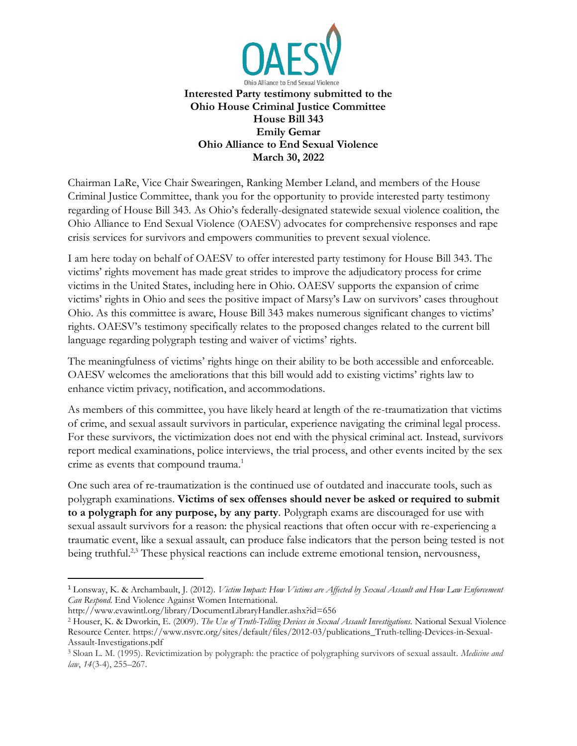OAESV

Ohio Alliance to End Sexual Violence

**Interested Party testimony submitted to the**
**Ohio House Criminal Justice Committee**
**House Bill 343**
**Emily Gemar**
**Ohio Alliance to End Sexual Violence**
**March 30, 2022**

Chairman LaRe, Vice Chair Swearingen, Ranking Member Leland, and members of the House Criminal Justice Committee, thank you for the opportunity to provide interested party testimony regarding of House Bill 343. As Ohio's federally-designated statewide sexual violence coalition, the Ohio Alliance to End Sexual Violence (OAESV) advocates for comprehensive responses and rape crisis services for survivors and empowers communities to prevent sexual violence.

I am here today on behalf of OAESV to offer interested party testimony for House Bill 343. The victims' rights movement has made great strides to improve the adjudicatory process for crime victims in the United States, including here in Ohio. OAESV supports the expansion of crime victims' rights in Ohio and sees the positive impact of Marsy's Law on survivors' cases throughout Ohio. As this committee is aware, House Bill 343 makes numerous significant changes to victims' rights. OAESV's testimony specifically relates to the proposed changes related to the current bill language regarding polygraph testing and waiver of victims' rights.

The meaningfulness of victims' rights hinge on their ability to be both accessible and enforceable. OAESV welcomes the ameliorations that this bill would add to existing victims' rights law to enhance victim privacy, notification, and accommodations.

As members of this committee, you have likely heard at length of the re-traumatization that victims of crime, and sexual assault survivors in particular, experience navigating the criminal legal process. For these survivors, the victimization does not end with the physical criminal act. Instead, survivors report medical examinations, police interviews, the trial process, and other events incited by the sex crime as events that compound trauma.[1]

One such area of re-traumatization is the continued use of outdated and inaccurate tools, such as polygraph examinations. **Victims of sex offenses should never be asked or required to submit to a polygraph for any purpose, by any party**. Polygraph exams are discouraged for use with sexual assault survivors for a reason: the physical reactions that often occur with re-experiencing a traumatic event, like a sexual assault, can produce false indicators that the person being tested is not being truthful.[2,3] These physical reactions can include extreme emotional tension, nervousness,

---

[1] Lonsway, K. & Archambault, J. (2012). *Victim Impact: How Victims are Affected by Sexual Assault and How Law Enforcement Can Respond*. End Violence Against Women International. http://www.evawintl.org/library/DocumentLibraryHandler.ashx?id=656

[2] Houser, K. & Dworkin, E. (2009). *The Use of Truth-Telling Devices in Sexual Assault Investigations*. National Sexual Violence Resource Center. https://www.nsvrc.org/sites/default/files/2012-03/publications_Truth-telling-Devices-in-Sexual-Assault-Investigations.pdf

[3] Sloan L. M. (1995). Revictimization by polygraph: the practice of polygraphing survivors of sexual assault. *Medicine and law*, *14*(3-4), 255–267.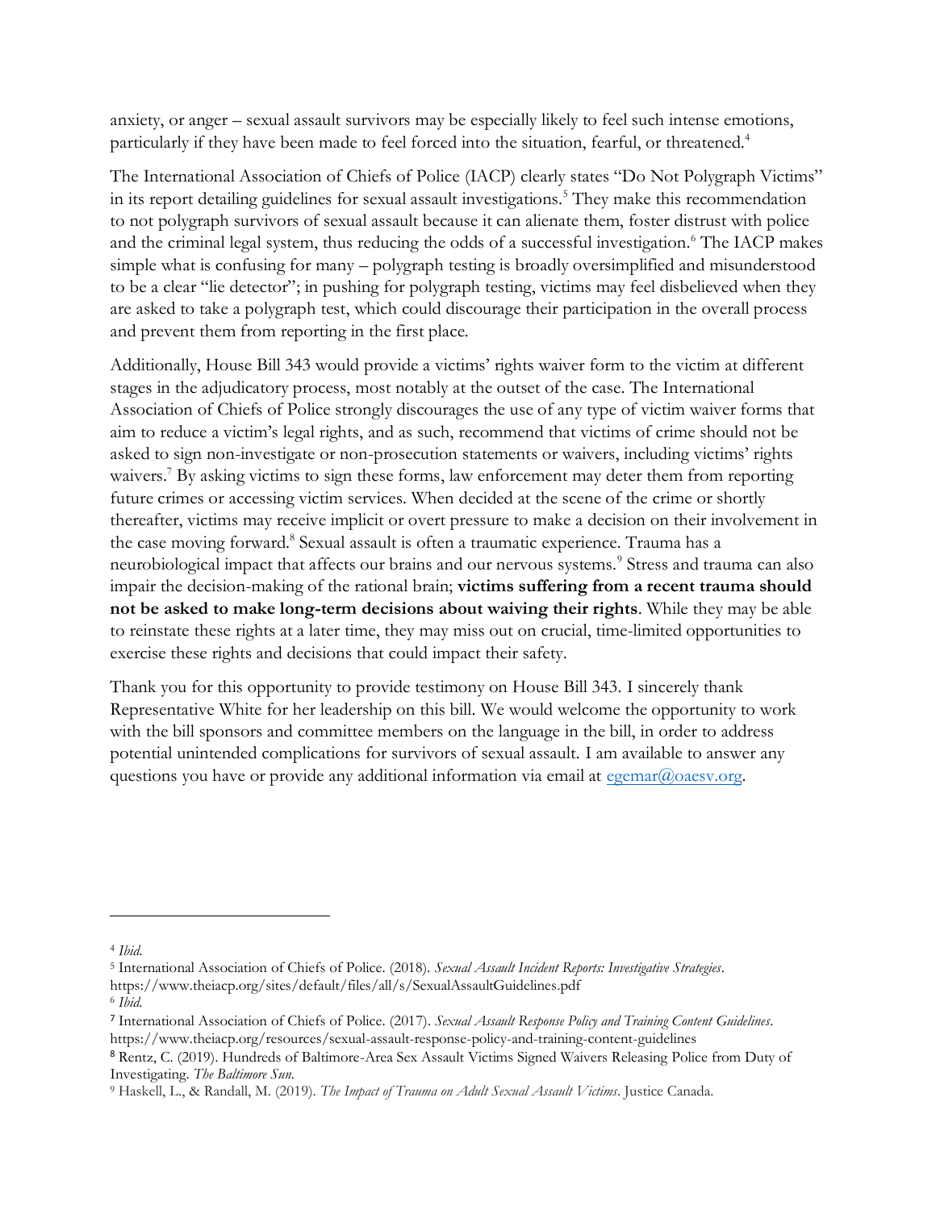anxiety, or anger – sexual assault survivors may be especially likely to feel such intense emotions, particularly if they have been made to feel forced into the situation, fearful, or threatened.[4]

The International Association of Chiefs of Police (IACP) clearly states "Do Not Polygraph Victims" in its report detailing guidelines for sexual assault investigations.[5] They make this recommendation to not polygraph survivors of sexual assault because it can alienate them, foster distrust with police and the criminal legal system, thus reducing the odds of a successful investigation.[6] The IACP makes simple what is confusing for many – polygraph testing is broadly oversimplified and misunderstood to be a clear "lie detector"; in pushing for polygraph testing, victims may feel disbelieved when they are asked to take a polygraph test, which could discourage their participation in the overall process and prevent them from reporting in the first place.

Additionally, House Bill 343 would provide a victims' rights waiver form to the victim at different stages in the adjudicatory process, most notably at the outset of the case. The International Association of Chiefs of Police strongly discourages the use of any type of victim waiver forms that aim to reduce a victim's legal rights, and as such, recommend that victims of crime should not be asked to sign non-investigate or non-prosecution statements or waivers, including victims' rights waivers.[7] By asking victims to sign these forms, law enforcement may deter them from reporting future crimes or accessing victim services. When decided at the scene of the crime or shortly thereafter, victims may receive implicit or overt pressure to make a decision on their involvement in the case moving forward.[8] Sexual assault is often a traumatic experience. Trauma has a neurobiological impact that affects our brains and our nervous systems.[9] Stress and trauma can also impair the decision-making of the rational brain; **victims suffering from a recent trauma should not be asked to make long-term decisions about waiving their rights**. While they may be able to reinstate these rights at a later time, they may miss out on crucial, time-limited opportunities to exercise these rights and decisions that could impact their safety.

Thank you for this opportunity to provide testimony on House Bill 343. I sincerely thank Representative White for her leadership on this bill. We would welcome the opportunity to work with the bill sponsors and committee members on the language in the bill, in order to address potential unintended complications for survivors of sexual assault. I am available to answer any questions you have or provide any additional information via email at egemar@oaesv.org.

---

[4] *Ibid.*

[5] International Association of Chiefs of Police. (2018). *Sexual Assault Incident Reports: Investigative Strategies*. https://www.theiacp.org/sites/default/files/all/s/SexualAssaultGuidelines.pdf

[6] *Ibid.*

[7] International Association of Chiefs of Police. (2017). *Sexual Assault Response Policy and Training Content Guidelines*. https://www.theiacp.org/resources/sexual-assault-response-policy-and-training-content-guidelines

[8] Rentz, C. (2019). Hundreds of Baltimore-Area Sex Assault Victims Signed Waivers Releasing Police from Duty of Investigating. *The Baltimore Sun*.

[9] Haskell, L., & Randall, M. (2019). *The Impact of Trauma on Adult Sexual Assault Victims*. Justice Canada.